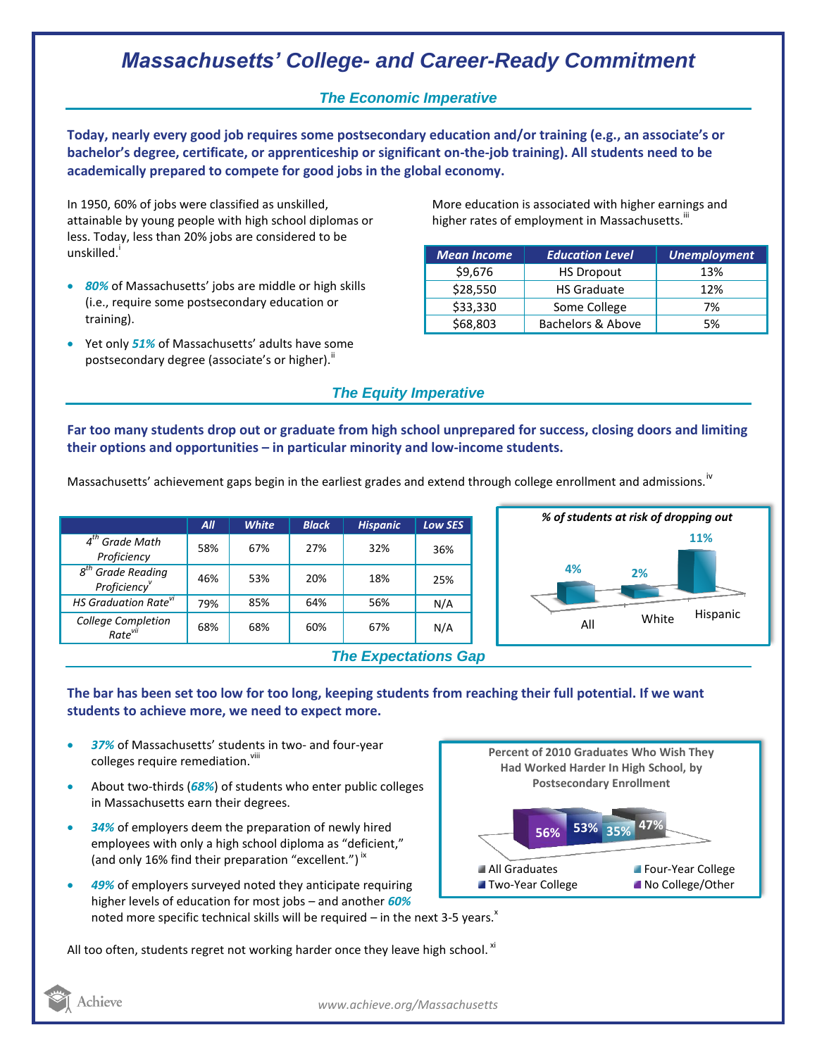# Massachusetts' College- and Career-Ready Commitment

## The Economic Imperative

**Today, nearly every good job requires some postsecondary education and/or training (e.g., an associate's or bachelor's degree, certificate, or apprenticeship or significant on-the-job training). All students need to be academically prepared to compete for good jobs in the global economy.**

In 1950, 60% of jobs were classified as unskilled, attainable by young people with high school diplomas or less. Today, less than 20% jobs are considered to be unskilled.[i]

- ***80%*** of Massachusetts' jobs are middle or high skills (i.e., require some postsecondary education or training).
- Yet only ***51%*** of Massachusetts' adults have some postsecondary degree (associate's or higher).[ii]

More education is associated with higher earnings and higher rates of employment in Massachusetts.[iii]

| Mean Income | Education Level | Unemployment |
|---|---|---|
| $9,676 | HS Dropout | 13% |
| $28,550 | HS Graduate | 12% |
| $33,330 | Some College | 7% |
| $68,803 | Bachelors & Above | 5% |

## The Equity Imperative

**Far too many students drop out or graduate from high school unprepared for success, closing doors and limiting their options and opportunities – in particular minority and low-income students.**

Massachusetts' achievement gaps begin in the earliest grades and extend through college enrollment and admissions.[iv]

| | All | White | Black | Hispanic | Low SES |
|---|---|---|---|---|---|
| 4th Grade Math Proficiency | 58% | 67% | 27% | 32% | 36% |
| 8th Grade Reading Proficiency[v] | 46% | 53% | 20% | 18% | 25% |
| HS Graduation Rate[vi] | 79% | 85% | 64% | 56% | N/A |
| College Completion Rate[vii] | 68% | 68% | 60% | 67% | N/A |

*% of students at risk of dropping out*

| All | White | Hispanic |
|---|---|---|
| 4% | 2% | 11% |

## The Expectations Gap

**The bar has been set too low for too long, keeping students from reaching their full potential. If we want students to achieve more, we need to expect more.**

- ***37%*** of Massachusetts' students in two- and four-year colleges require remediation.[viii]
- About two-thirds (***68%***) of students who enter public colleges in Massachusetts earn their degrees.
- ***34%*** of employers deem the preparation of newly hired employees with only a high school diploma as "deficient," (and only 16% find their preparation "excellent.")[ix]
- ***49%*** of employers surveyed noted they anticipate requiring higher levels of education for most jobs – and another ***60%*** noted more specific technical skills will be required – in the next 3-5 years.[x]

**Percent of 2010 Graduates Who Wish They Had Worked Harder In High School, by Postsecondary Enrollment**

| All Graduates | Two-Year College | Four-Year College | No College/Other |
|---|---|---|---|
| 47% | 53% | 35% | 56% |

All too often, students regret not working harder once they leave high school.[xi]

www.achieve.org/Massachusetts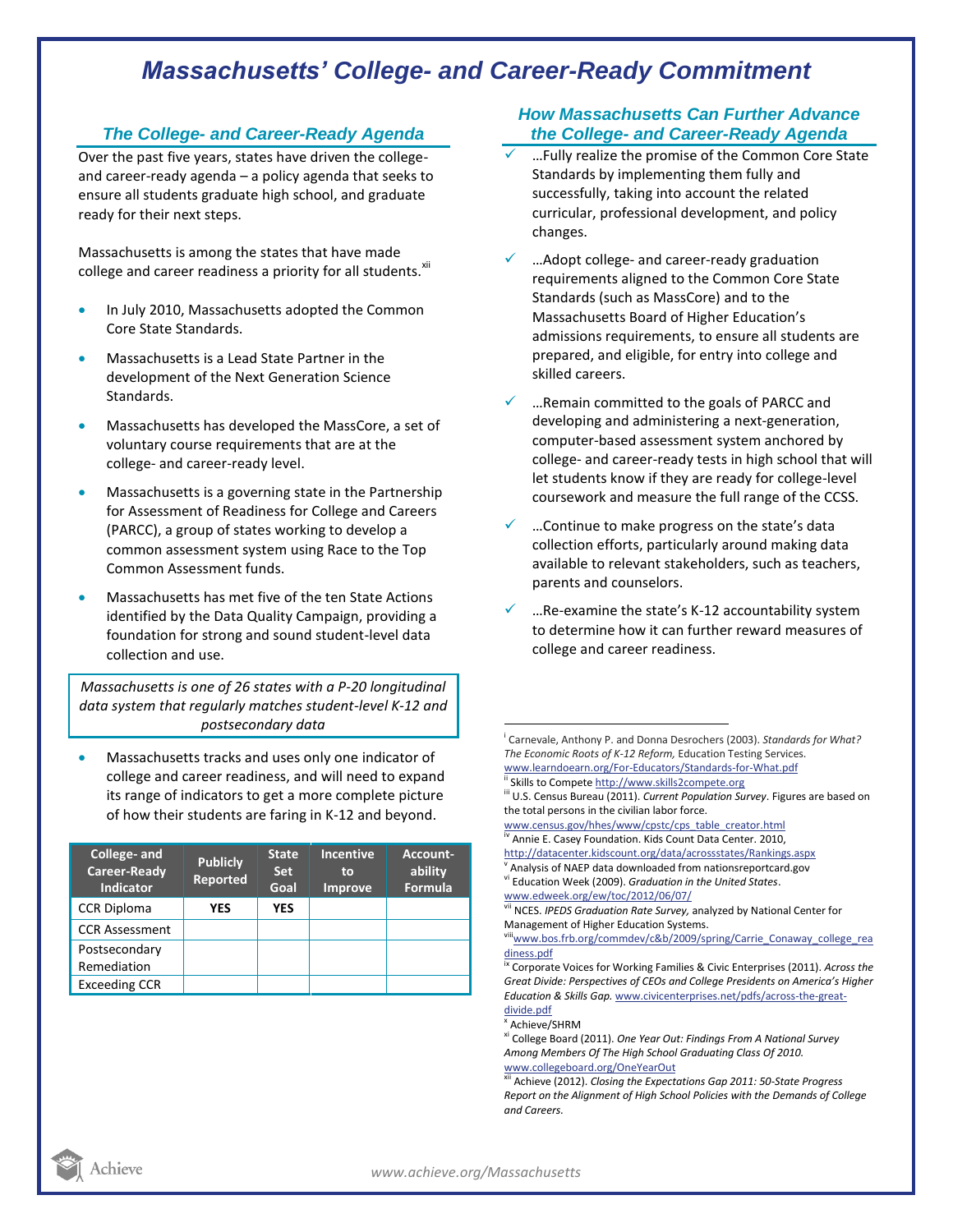# Massachusetts' College- and Career-Ready Commitment

## The College- and Career-Ready Agenda

Over the past five years, states have driven the college- and career-ready agenda – a policy agenda that seeks to ensure all students graduate high school, and graduate ready for their next steps.

Massachusetts is among the states that have made college and career readiness a priority for all students.[xii]

- In July 2010, Massachusetts adopted the Common Core State Standards.
- Massachusetts is a Lead State Partner in the development of the Next Generation Science Standards.
- Massachusetts has developed the MassCore, a set of voluntary course requirements that are at the college- and career-ready level.
- Massachusetts is a governing state in the Partnership for Assessment of Readiness for College and Careers (PARCC), a group of states working to develop a common assessment system using Race to the Top Common Assessment funds.
- Massachusetts has met five of the ten State Actions identified by the Data Quality Campaign, providing a foundation for strong and sound student-level data collection and use.

*Massachusetts is one of 26 states with a P-20 longitudinal data system that regularly matches student-level K-12 and postsecondary data*

- Massachusetts tracks and uses only one indicator of college and career readiness, and will need to expand its range of indicators to get a more complete picture of how their students are faring in K-12 and beyond.

| College- and Career-Ready Indicator | Publicly Reported | State Set Goal | Incentive to Improve | Account-ability Formula |
|---|---|---|---|---|
| CCR Diploma | **YES** | **YES** | | |
| CCR Assessment | | | | |
| Postsecondary Remediation | | | | |
| Exceeding CCR | | | | |

## How Massachusetts Can Further Advance the College- and Career-Ready Agenda

- ✓ …Fully realize the promise of the Common Core State Standards by implementing them fully and successfully, taking into account the related curricular, professional development, and policy changes.
- ✓ …Adopt college- and career-ready graduation requirements aligned to the Common Core State Standards (such as MassCore) and to the Massachusetts Board of Higher Education's admissions requirements, to ensure all students are prepared, and eligible, for entry into college and skilled careers.
- ✓ …Remain committed to the goals of PARCC and developing and administering a next-generation, computer-based assessment system anchored by college- and career-ready tests in high school that will let students know if they are ready for college-level coursework and measure the full range of the CCSS.
- ✓ …Continue to make progress on the state's data collection efforts, particularly around making data available to relevant stakeholders, such as teachers, parents and counselors.
- ✓ …Re-examine the state's K-12 accountability system to determine how it can further reward measures of college and career readiness.

---

[i] Carnevale, Anthony P. and Donna Desrochers (2003). *Standards for What? The Economic Roots of K-12 Reform,* Education Testing Services. www.learndoearn.org/For-Educators/Standards-for-What.pdf

[ii] Skills to Compete http://www.skills2compete.org

[iii] U.S. Census Bureau (2011). *Current Population Survey*. Figures are based on the total persons in the civilian labor force. www.census.gov/hhes/www/cpstc/cps_table_creator.html

[iv] Annie E. Casey Foundation. Kids Count Data Center. 2010, http://datacenter.kidscount.org/data/acrossstates/Rankings.aspx

[v] Analysis of NAEP data downloaded from nationsreportcard.gov

[vi] Education Week (2009). *Graduation in the United States*. www.edweek.org/ew/toc/2012/06/07/

[vii] NCES. *IPEDS Graduation Rate Survey,* analyzed by National Center for Management of Higher Education Systems.

[viii] www.bos.frb.org/commdev/c&b/2009/spring/Carrie_Conaway_college_readiness.pdf

[ix] Corporate Voices for Working Families & Civic Enterprises (2011). *Across the Great Divide: Perspectives of CEOs and College Presidents on America's Higher Education & Skills Gap.* www.civicenterprises.net/pdfs/across-the-great-divide.pdf

[x] Achieve/SHRM

[xi] College Board (2011). *One Year Out: Findings From A National Survey Among Members Of The High School Graduating Class Of 2010.* www.collegeboard.org/OneYearOut

[xii] Achieve (2012). *Closing the Expectations Gap 2011: 50-State Progress Report on the Alignment of High School Policies with the Demands of College and Careers.*